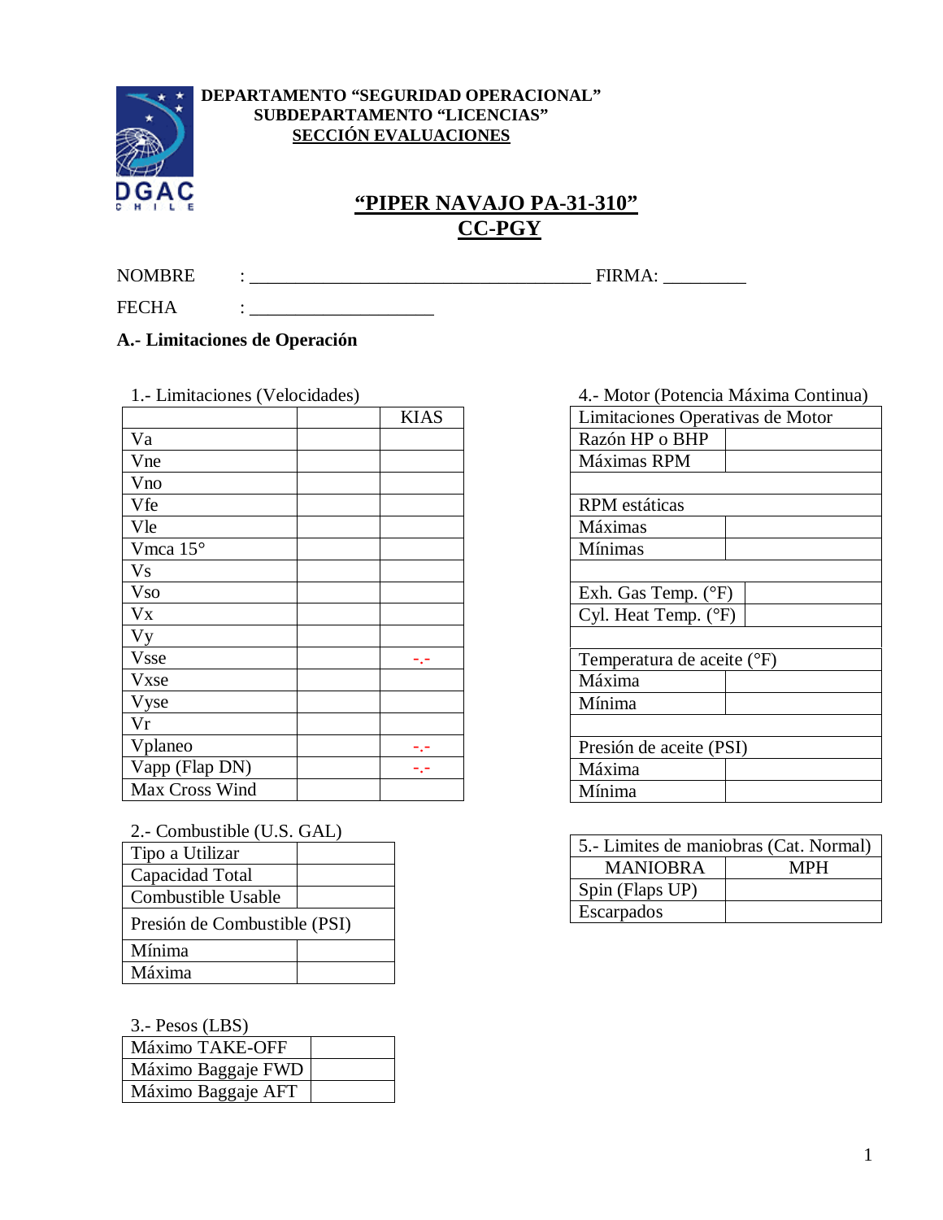**DEPARTAMENTO "SEGURIDAD OPERACIONAL"**
**SUBDEPARTAMENTO "LICENCIAS"**
**SECCIÓN EVALUACIONES**

# "PIPER NAVAJO PA-31-310"
# CC-PGY

NOMBRE : ____________________________________ FIRMA: _________

FECHA : ____________________

## A.- Limitaciones de Operación

1.- Limitaciones (Velocidades)

| | | KIAS |
|---|---|---|
| Va | | |
| Vne | | |
| Vno | | |
| Vfe | | |
| Vle | | |
| Vmca 15° | | |
| Vs | | |
| Vso | | |
| Vx | | |
| Vy | | |
| Vsse | | -.- |
| Vxse | | |
| Vyse | | |
| Vr | | |
| Vplaneo | | -.- |
| Vapp (Flap DN) | | -.- |
| Max Cross Wind | | |

2.- Combustible (U.S. GAL)

| Tipo a Utilizar | |
|---|---|
| Capacidad Total | |
| Combustible Usable | |
| Presión de Combustible (PSI) | |
| Mínima | |
| Máxima | |

3.- Pesos (LBS)

| Máximo TAKE-OFF | |
|---|---|
| Máximo Baggaje FWD | |
| Máximo Baggaje AFT | |

4.- Motor (Potencia Máxima Continua)

| Limitaciones Operativas de Motor | |
|---|---|
| Razón HP o BHP | |
| Máximas RPM | |
| | |
| RPM estáticas | |
| Máximas | |
| Mínimas | |
| | |
| Exh. Gas Temp. (°F) | |
| Cyl. Heat Temp. (°F) | |
| | |
| Temperatura de aceite (°F) | |
| Máxima | |
| Mínima | |
| | |
| Presión de aceite (PSI) | |
| Máxima | |
| Mínima | |

5.- Limites de maniobras (Cat. Normal)

| MANIOBRA | MPH |
|---|---|
| Spin (Flaps UP) | |
| Escarpados | |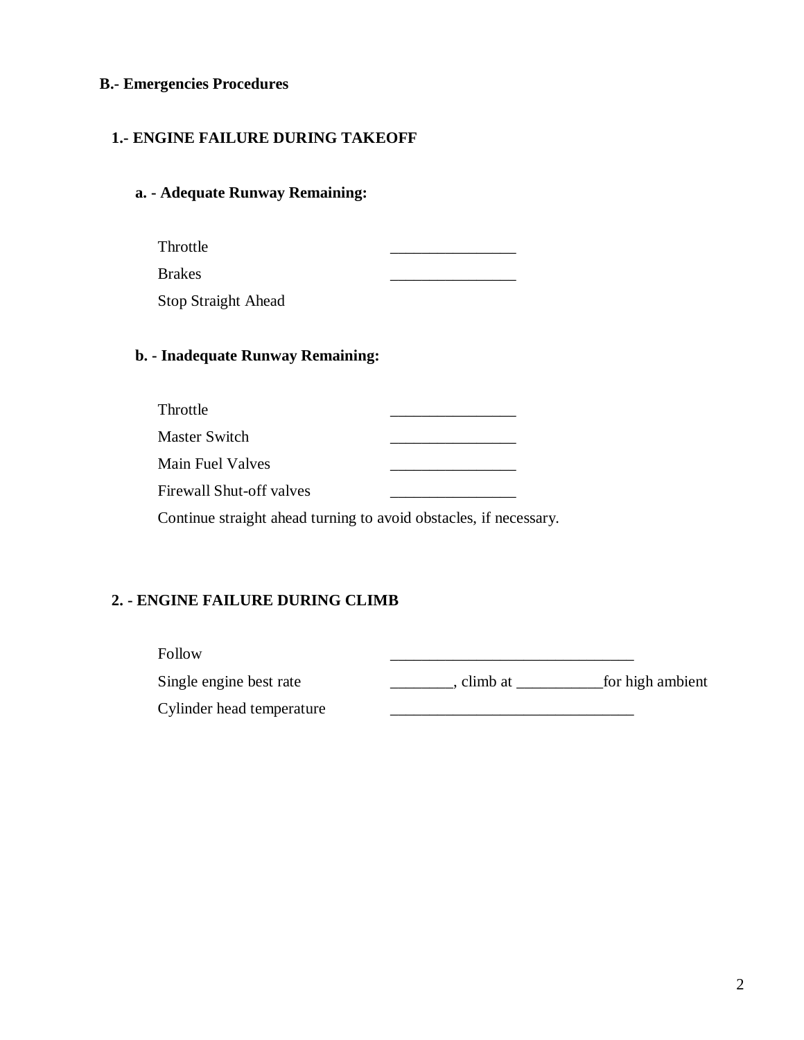## B.- Emergencies Procedures

### 1.- ENGINE FAILURE DURING TAKEOFF

#### a. - Adequate Runway Remaining:

Throttle ________________

Brakes ________________

Stop Straight Ahead

#### b. - Inadequate Runway Remaining:

Throttle ________________

Master Switch ________________

Main Fuel Valves ________________

Firewall Shut-off valves ________________

Continue straight ahead turning to avoid obstacles, if necessary.

### 2. - ENGINE FAILURE DURING CLIMB

Follow _______________________________

Single engine best rate ________, climb at ___________for high ambient

Cylinder head temperature _______________________________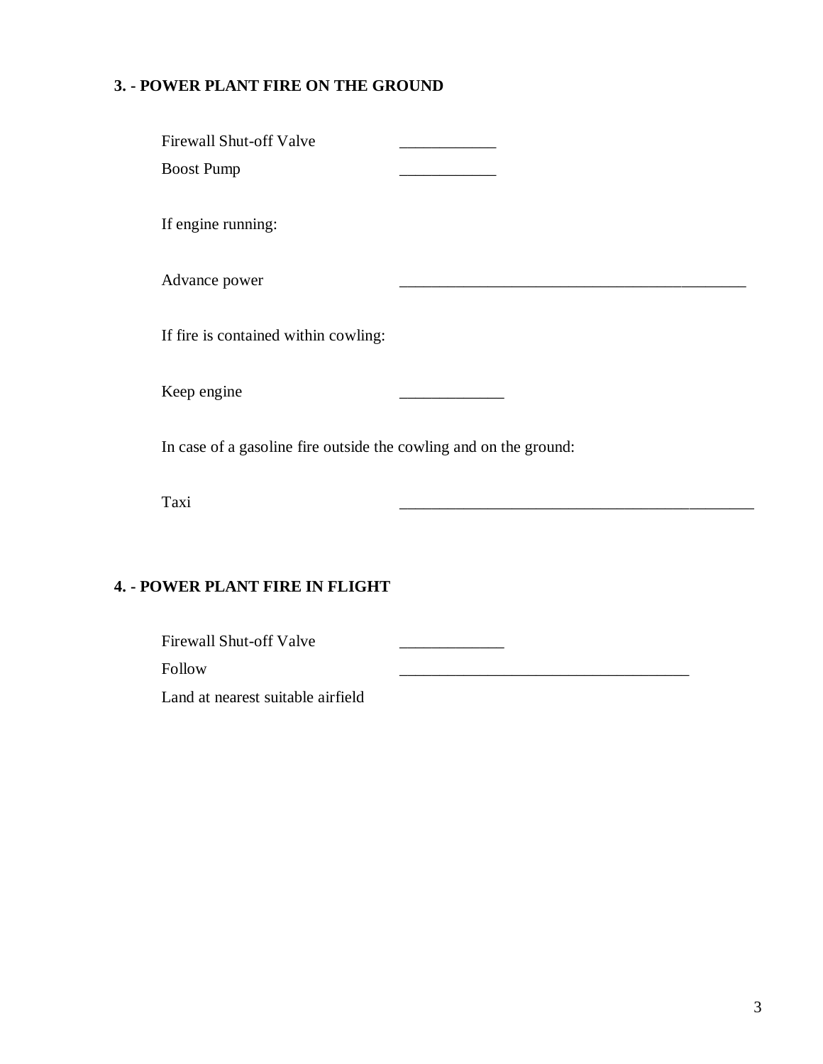## 3. - POWER PLANT FIRE ON THE GROUND

Firewall Shut-off Valve ____________

Boost Pump ____________

If engine running:

Advance power ____________________________________________

If fire is contained within cowling:

Keep engine _____________

In case of a gasoline fire outside the cowling and on the ground:

Taxi _____________________________________________

## 4. - POWER PLANT FIRE IN FLIGHT

Firewall Shut-off Valve _____________

Follow _____________________________________

Land at nearest suitable airfield